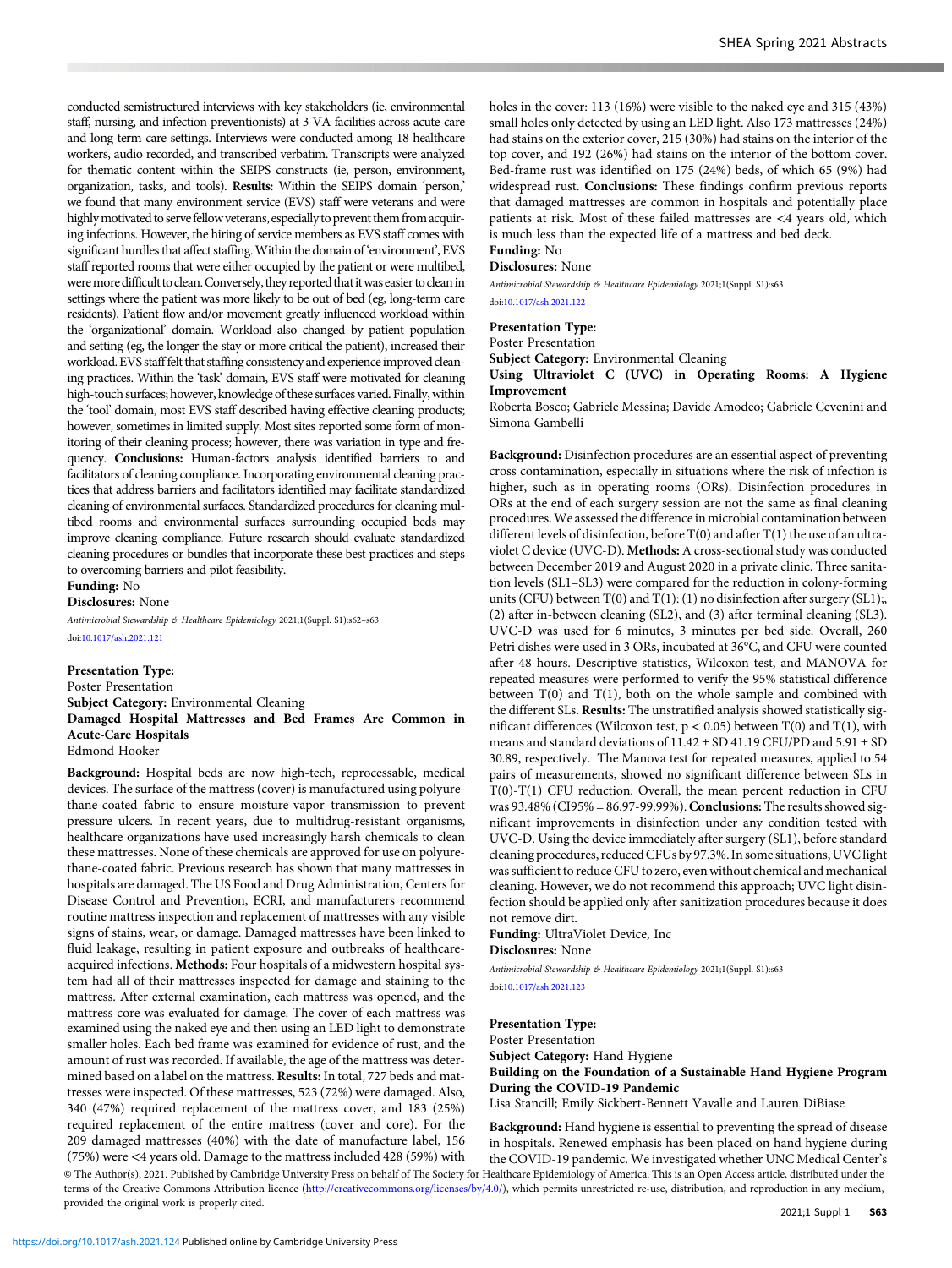conducted semistructured interviews with key stakeholders (ie, environmental staff, nursing, and infection preventionists) at 3 VA facilities across acute-care and long-term care settings. Interviews were conducted among 18 healthcare workers, audio recorded, and transcribed verbatim. Transcripts were analyzed for thematic content within the SEIPS constructs (ie, person, environment, organization, tasks, and tools). **Results:** Within the SEIPS domain 'person,' we found that many environment service (EVS) staff were veterans and were highly motivated to serve fellow veterans, especially to prevent them from acquiring infections. However, the hiring of service members as EVS staff comes with significant hurdles that affect staffing. Within the domain of 'environment', EVS staff reported rooms that were either occupied by the patient or were multibed, were more difficult to clean. Conversely, they reported that it was easier to clean in settings where the patient was more likely to be out of bed (eg, long-term care residents). Patient flow and/or movement greatly influenced workload within the 'organizational' domain. Workload also changed by patient population and setting (eg, the longer the stay or more critical the patient), increased their workload. EVS staff felt that staffing consistency and experience improved cleaning practices. Within the 'task' domain, EVS staff were motivated for cleaning high-touch surfaces; however, knowledge of these surfaces varied. Finally, within the 'tool' domain, most EVS staff described having effective cleaning products; however, sometimes in limited supply. Most sites reported some form of monitoring of their cleaning process; however, there was variation in type and frequency. **Conclusions:** Human-factors analysis identified barriers to and facilitators of cleaning compliance. Incorporating environmental cleaning practices that address barriers and facilitators identified may facilitate standardized cleaning of environmental surfaces. Standardized procedures for cleaning multibed rooms and environmental surfaces surrounding occupied beds may improve cleaning compliance. Future research should evaluate standardized cleaning procedures or bundles that incorporate these best practices and steps to overcoming barriers and pilot feasibility.

**Funding:** No

**Disclosures:** None

*Antimicrobial Stewardship & Healthcare Epidemiology* 2021;1(Suppl. S1):s62–s63
doi:10.1017/ash.2021.121

**Presentation Type:**
Poster Presentation
**Subject Category:** Environmental Cleaning

### Damaged Hospital Mattresses and Bed Frames Are Common in Acute-Care Hospitals

Edmond Hooker

**Background:** Hospital beds are now high-tech, reprocessable, medical devices. The surface of the mattress (cover) is manufactured using polyurethane-coated fabric to ensure moisture-vapor transmission to prevent pressure ulcers. In recent years, due to multidrug-resistant organisms, healthcare organizations have used increasingly harsh chemicals to clean these mattresses. None of these chemicals are approved for use on polyurethane-coated fabric. Previous research has shown that many mattresses in hospitals are damaged. The US Food and Drug Administration, Centers for Disease Control and Prevention, ECRI, and manufacturers recommend routine mattress inspection and replacement of mattresses with any visible signs of stains, wear, or damage. Damaged mattresses have been linked to fluid leakage, resulting in patient exposure and outbreaks of healthcare-acquired infections. **Methods:** Four hospitals of a midwestern hospital system had all of their mattresses inspected for damage and staining to the mattress. After external examination, each mattress was opened, and the mattress core was evaluated for damage. The cover of each mattress was examined using the naked eye and then using an LED light to demonstrate smaller holes. Each bed frame was examined for evidence of rust, and the amount of rust was recorded. If available, the age of the mattress was determined based on a label on the mattress. **Results:** In total, 727 beds and mattresses were inspected. Of these mattresses, 523 (72%) were damaged. Also, 340 (47%) required replacement of the mattress cover, and 183 (25%) required replacement of the entire mattress (cover and core). For the 209 damaged mattresses (40%) with the date of manufacture label, 156 (75%) were <4 years old. Damage to the mattress included 428 (59%) with holes in the cover: 113 (16%) were visible to the naked eye and 315 (43%) small holes only detected by using an LED light. Also 173 mattresses (24%) had stains on the exterior cover, 215 (30%) had stains on the interior of the top cover, and 192 (26%) had stains on the interior of the bottom cover. Bed-frame rust was identified on 175 (24%) beds, of which 65 (9%) had widespread rust. **Conclusions:** These findings confirm previous reports that damaged mattresses are common in hospitals and potentially place patients at risk. Most of these failed mattresses are <4 years old, which is much less than the expected life of a mattress and bed deck.

**Funding:** No

**Disclosures:** None

*Antimicrobial Stewardship & Healthcare Epidemiology* 2021;1(Suppl. S1):s63
doi:10.1017/ash.2021.122

**Presentation Type:**
Poster Presentation
**Subject Category:** Environmental Cleaning

### Using Ultraviolet C (UVC) in Operating Rooms: A Hygiene Improvement

Roberta Bosco; Gabriele Messina; Davide Amodeo; Gabriele Cevenini and Simona Gambelli

**Background:** Disinfection procedures are an essential aspect of preventing cross contamination, especially in situations where the risk of infection is higher, such as in operating rooms (ORs). Disinfection procedures in ORs at the end of each surgery session are not the same as final cleaning procedures. We assessed the difference in microbial contamination between different levels of disinfection, before T(0) and after T(1) the use of an ultraviolet C device (UVC-D). **Methods:** A cross-sectional study was conducted between December 2019 and August 2020 in a private clinic. Three sanitation levels (SL1–SL3) were compared for the reduction in colony-forming units (CFU) between T(0) and T(1): (1) no disinfection after surgery (SL1);, (2) after in-between cleaning (SL2), and (3) after terminal cleaning (SL3). UVC-D was used for 6 minutes, 3 minutes per bed side. Overall, 260 Petri dishes were used in 3 ORs, incubated at 36°C, and CFU were counted after 48 hours. Descriptive statistics, Wilcoxon test, and MANOVA for repeated measures were performed to verify the 95% statistical difference between T(0) and T(1), both on the whole sample and combined with the different SLs. **Results:** The unstratified analysis showed statistically significant differences (Wilcoxon test, $p < 0.05$) between T(0) and T(1), with means and standard deviations of 11.42 ± SD 41.19 CFU/PD and 5.91 ± SD 30.89, respectively. The Manova test for repeated measures, applied to 54 pairs of measurements, showed no significant difference between SLs in T(0)-T(1) CFU reduction. Overall, the mean percent reduction in CFU was 93.48% (CI95% = 86.97-99.99%). **Conclusions:** The results showed significant improvements in disinfection under any condition tested with UVC-D. Using the device immediately after surgery (SL1), before standard cleaning procedures, reduced CFUs by 97.3%. In some situations, UVC light was sufficient to reduce CFU to zero, even without chemical and mechanical cleaning. However, we do not recommend this approach; UVC light disinfection should be applied only after sanitization procedures because it does not remove dirt.

**Funding:** UltraViolet Device, Inc

**Disclosures:** None

*Antimicrobial Stewardship & Healthcare Epidemiology* 2021;1(Suppl. S1):s63
doi:10.1017/ash.2021.123

**Presentation Type:**
Poster Presentation
**Subject Category:** Hand Hygiene

### Building on the Foundation of a Sustainable Hand Hygiene Program During the COVID-19 Pandemic

Lisa Stancill; Emily Sickbert-Bennett Vavalle and Lauren DiBiase

**Background:** Hand hygiene is essential to preventing the spread of disease in hospitals. Renewed emphasis has been placed on hand hygiene during the COVID-19 pandemic. We investigated whether UNC Medical Center's

© The Author(s), 2021. Published by Cambridge University Press on behalf of The Society for Healthcare Epidemiology of America. This is an Open Access article, distributed under the terms of the Creative Commons Attribution licence (http://creativecommons.org/licenses/by/4.0/), which permits unrestricted re-use, distribution, and reproduction in any medium, provided the original work is properly cited.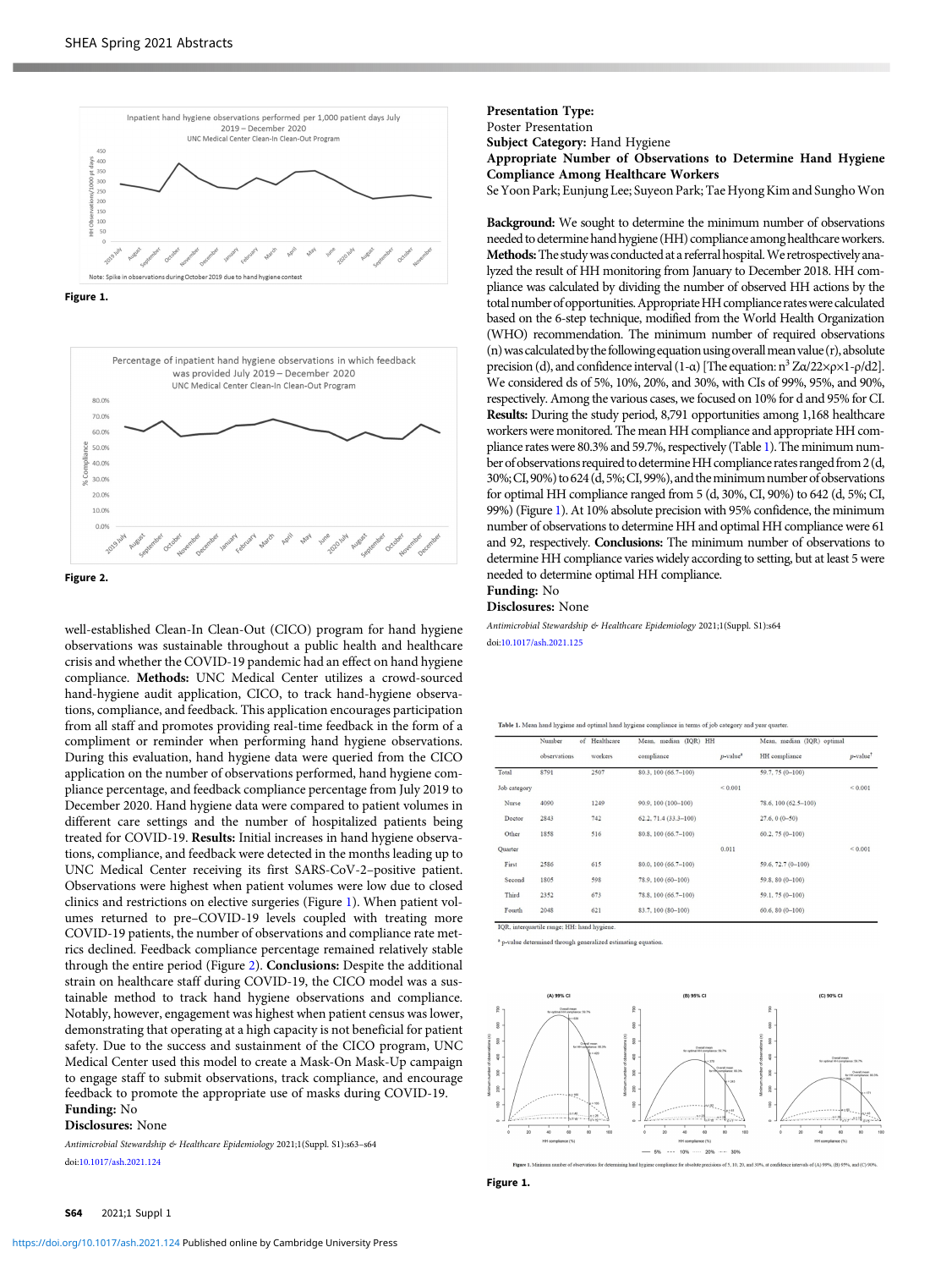Inpatient hand hygiene observations performed per 1,000 patient days July 2019 – December 2020

UNC Medical Center Clean-In Clean-Out Program

HH Observations/1000 pt days

450
400
350
300
250
200
150
100
50
0

2019 July, August, September, October, November, December, January, February, March, April, May, June, 2020 July, August, September, October, November

Note: Spike in observations during October 2019 due to hand hygiene contest

**Figure 1.**

Percentage of inpatient hand hygiene observations in which feedback was provided July 2019 – December 2020

UNC Medical Center Clean-In Clean-Out Program

% Compliance

80.0%
70.0%
60.0%
50.0%
40.0%
30.0%
20.0%
10.0%
0.0%

2019 July, August, September, October, November, December, January, February, March, April, May, June, 2020 July, August, September, October, November, December

**Figure 2.**

well-established Clean-In Clean-Out (CICO) program for hand hygiene observations was sustainable throughout a public health and healthcare crisis and whether the COVID-19 pandemic had an effect on hand hygiene compliance. **Methods:** UNC Medical Center utilizes a crowd-sourced hand-hygiene audit application, CICO, to track hand-hygiene observations, compliance, and feedback. This application encourages participation from all staff and promotes providing real-time feedback in the form of a compliment or reminder when performing hand hygiene observations. During this evaluation, hand hygiene data were queried from the CICO application on the number of observations performed, hand hygiene compliance percentage, and feedback compliance percentage from July 2019 to December 2020. Hand hygiene data were compared to patient volumes in different care settings and the number of hospitalized patients being treated for COVID-19. **Results:** Initial increases in hand hygiene observations, compliance, and feedback were detected in the months leading up to UNC Medical Center receiving its first SARS-CoV-2–positive patient. Observations were highest when patient volumes were low due to closed clinics and restrictions on elective surgeries (Figure 1). When patient volumes returned to pre–COVID-19 levels coupled with treating more COVID-19 patients, the number of observations and compliance rate metrics declined. Feedback compliance percentage remained relatively stable through the entire period (Figure 2). **Conclusions:** Despite the additional strain on healthcare staff during COVID-19, the CICO model was a sustainable method to track hand hygiene observations and compliance. Notably, however, engagement was highest when patient census was lower, demonstrating that operating at a high capacity is not beneficial for patient safety. Due to the success and sustainment of the CICO program, UNC Medical Center used this model to create a Mask-On Mask-Up campaign to engage staff to submit observations, track compliance, and encourage feedback to promote the appropriate use of masks during COVID-19.

**Funding:** No

**Disclosures:** None

*Antimicrobial Stewardship & Healthcare Epidemiology* 2021;1(Suppl. S1):s63–s64

doi:10.1017/ash.2021.124

**Presentation Type:**

Poster Presentation

**Subject Category:** Hand Hygiene

**Appropriate Number of Observations to Determine Hand Hygiene Compliance Among Healthcare Workers**

Se Yoon Park; Eunjung Lee; Suyeon Park; Tae Hyong Kim and Sungho Won

**Background:** We sought to determine the minimum number of observations needed to determine hand hygiene (HH) compliance among healthcare workers. **Methods:** The study was conducted at a referral hospital. We retrospectively analyzed the result of HH monitoring from January to December 2018. HH compliance was calculated by dividing the number of observed HH actions by the total number of opportunities. Appropriate HH compliance rates were calculated based on the 6-step technique, modified from the World Health Organization (WHO) recommendation. The minimum number of required observations (n) was calculated by the following equation using overall mean value (r), absolute precision (d), and confidence interval (1-α) [The equation: n³ Zα/22×ρ×1-ρ/d2]. We considered ds of 5%, 10%, 20%, and 30%, with CIs of 99%, 95%, and 90%, respectively. Among the various cases, we focused on 10% for d and 95% for CI. **Results:** During the study period, 8,791 opportunities among 1,168 healthcare workers were monitored. The mean HH compliance and appropriate HH compliance rates were 80.3% and 59.7%, respectively (Table 1). The minimum number of observations required to determine HH compliance rates ranged from 2 (d, 30%; CI, 90%) to 624 (d, 5%; CI, 99%), and the minimum number of observations for optimal HH compliance ranged from 5 (d, 30%, CI, 90%) to 642 (d, 5%; CI, 99%) (Figure 1). At 10% absolute precision with 95% confidence, the minimum number of observations to determine HH and optimal HH compliance were 61 and 92, respectively. **Conclusions:** The minimum number of observations to determine HH compliance varies widely according to setting, but at least 5 were needed to determine optimal HH compliance.

**Funding:** No

**Disclosures:** None

*Antimicrobial Stewardship & Healthcare Epidemiology* 2021;1(Suppl. S1):s64

doi:10.1017/ash.2021.125

Table 1. Mean hand hygiene and optimal hand hygiene compliance in terms of job category and year quarter.

| | Number of observations | Healthcare workers | Mean, median (IQR) HH compliance | p-value[a] | Mean, median (IQR) optimal HH compliance | p-value[†] |
|---|---|---|---|---|---|---|
| Total | 8791 | 2507 | 80.3, 100 (66.7–100) | | 59.7, 75 (0–100) | |
| Job category | | | | < 0.001 | | < 0.001 |
| Nurse | 4090 | 1249 | 90.9, 100 (100–100) | | 78.6, 100 (62.5–100) | |
| Doctor | 2843 | 742 | 62.2, 71.4 (33.3–100) | | 27.6, 0 (0–50) | |
| Other | 1858 | 516 | 80.8, 100 (66.7–100) | | 60.2, 75 (0–100) | |
| Quarter | | | | 0.011 | | < 0.001 |
| First | 2586 | 615 | 80.0, 100 (66.7–100) | | 59.6, 72.7 (0–100) | |
| Second | 1805 | 598 | 78.9, 100 (60–100) | | 59.8, 80 (0–100) | |
| Third | 2352 | 673 | 78.8, 100 (66.7–100) | | 59.1, 75 (0–100) | |
| Fourth | 2048 | 621 | 83.7, 100 (80–100) | | 60.6, 80 (0–100) | |

IQR, interquartile range; HH: hand hygiene.

[a] p-value determined through generalized estimating equation.

(A) 99% CI

(B) 95% CI

(C) 90% CI

Minimum number of observations (n)

HH compliance (%)

5% 10% 20% 30%

Figure 1. Minimum number of observations for determining hand hygiene compliance for absolute precisions of 5, 10, 20, and 30%, at confidence intervals of (A) 99%, (B) 95%, and (C) 90%.

**Figure 1.**